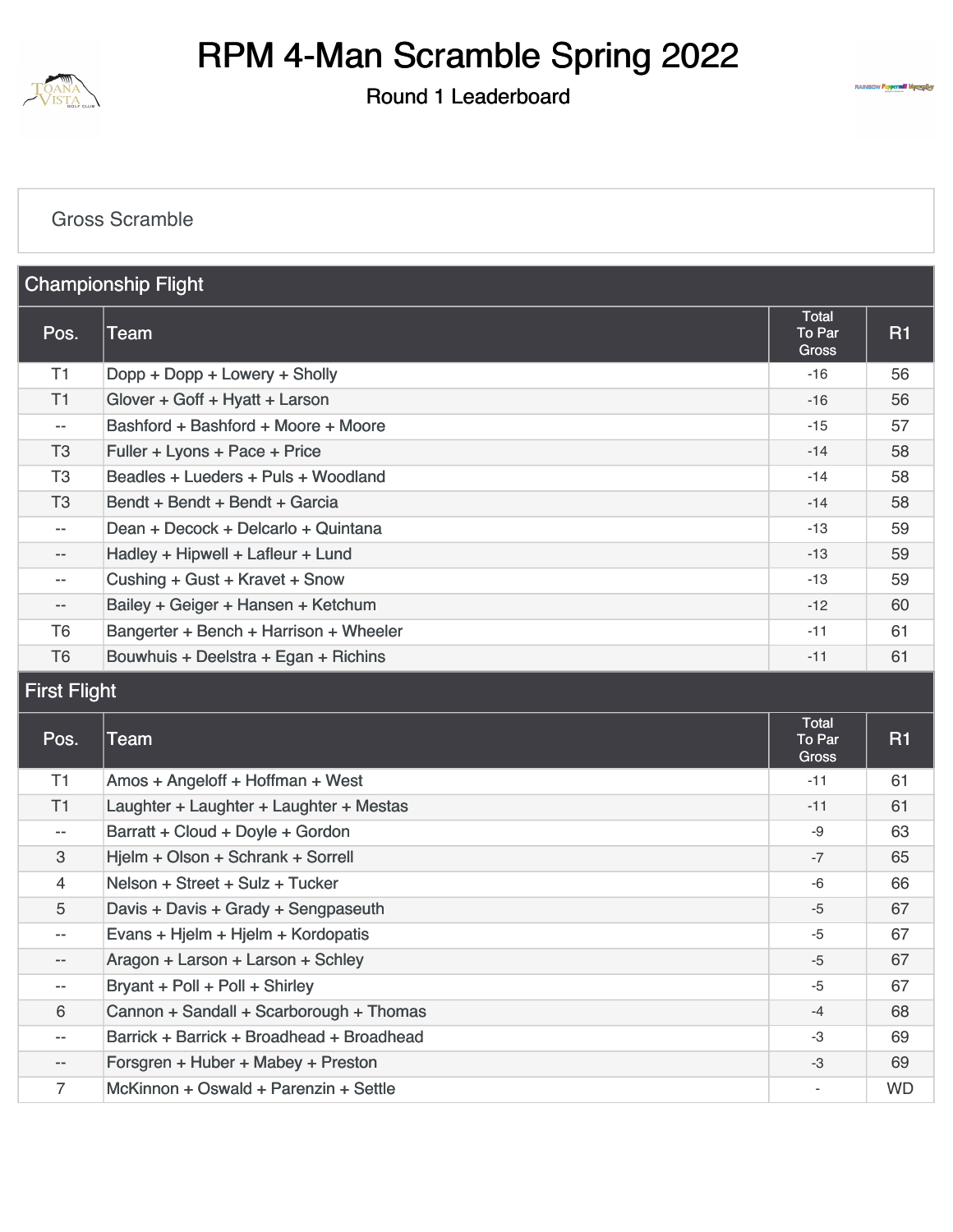# RPM 4-Man Scramble Spring 2022

Round 1 Leaderboard

Gross Scramble

## Championship Flight

| Pos. | Team | Total To Par Gross | R1 |
|---|---|---|---|
| T1 | Dopp + Dopp + Lowery + Sholly | -16 | 56 |
| T1 | Glover + Goff + Hyatt + Larson | -16 | 56 |
| -- | Bashford + Bashford + Moore + Moore | -15 | 57 |
| T3 | Fuller + Lyons + Pace + Price | -14 | 58 |
| T3 | Beadles + Lueders + Puls + Woodland | -14 | 58 |
| T3 | Bendt + Bendt + Bendt + Garcia | -14 | 58 |
| -- | Dean + Decock + Delcarlo + Quintana | -13 | 59 |
| -- | Hadley + Hipwell + Lafleur + Lund | -13 | 59 |
| -- | Cushing + Gust + Kravet + Snow | -13 | 59 |
| -- | Bailey + Geiger + Hansen + Ketchum | -12 | 60 |
| T6 | Bangerter + Bench + Harrison + Wheeler | -11 | 61 |
| T6 | Bouwhuis + Deelstra + Egan + Richins | -11 | 61 |

## First Flight

| Pos. | Team | Total To Par Gross | R1 |
|---|---|---|---|
| T1 | Amos + Angeloff + Hoffman + West | -11 | 61 |
| T1 | Laughter + Laughter + Laughter + Mestas | -11 | 61 |
| -- | Barratt + Cloud + Doyle + Gordon | -9 | 63 |
| 3 | Hjelm + Olson + Schrank + Sorrell | -7 | 65 |
| 4 | Nelson + Street + Sulz + Tucker | -6 | 66 |
| 5 | Davis + Davis + Grady + Sengpaseuth | -5 | 67 |
| -- | Evans + Hjelm + Hjelm + Kordopatis | -5 | 67 |
| -- | Aragon + Larson + Larson + Schley | -5 | 67 |
| -- | Bryant + Poll + Poll + Shirley | -5 | 67 |
| 6 | Cannon + Sandall + Scarborough + Thomas | -4 | 68 |
| -- | Barrick + Barrick + Broadhead + Broadhead | -3 | 69 |
| -- | Forsgren + Huber + Mabey + Preston | -3 | 69 |
| 7 | McKinnon + Oswald + Parenzin + Settle | - | WD |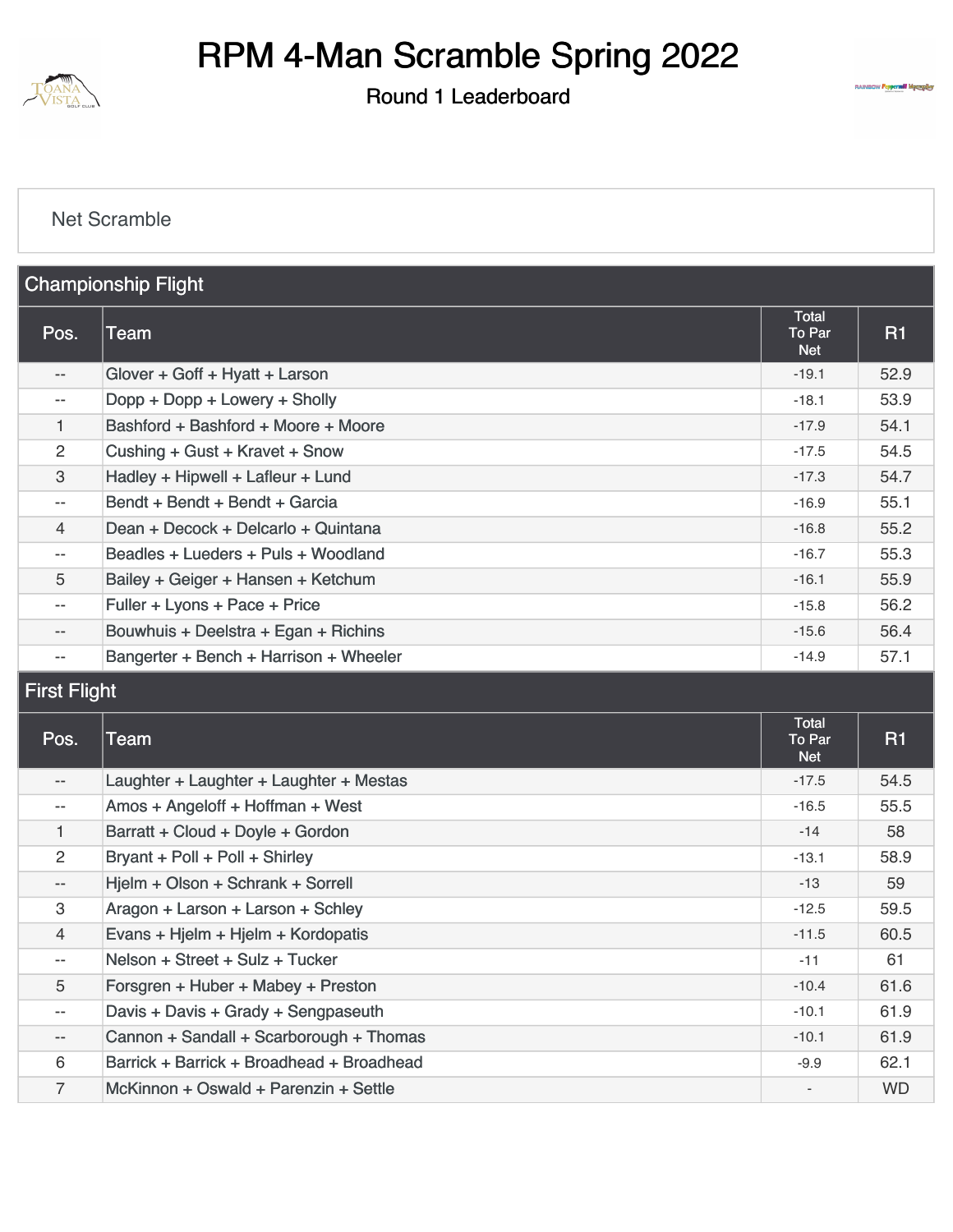# RPM 4-Man Scramble Spring 2022

Round 1 Leaderboard

Net Scramble

## Championship Flight

| Pos. | Team | Total To Par Net | R1 |
|---|---|---|---|
| -- | Glover + Goff + Hyatt + Larson | -19.1 | 52.9 |
| -- | Dopp + Dopp + Lowery + Sholly | -18.1 | 53.9 |
| 1 | Bashford + Bashford + Moore + Moore | -17.9 | 54.1 |
| 2 | Cushing + Gust + Kravet + Snow | -17.5 | 54.5 |
| 3 | Hadley + Hipwell + Lafleur + Lund | -17.3 | 54.7 |
| -- | Bendt + Bendt + Bendt + Garcia | -16.9 | 55.1 |
| 4 | Dean + Decock + Delcarlo + Quintana | -16.8 | 55.2 |
| -- | Beadles + Lueders + Puls + Woodland | -16.7 | 55.3 |
| 5 | Bailey + Geiger + Hansen + Ketchum | -16.1 | 55.9 |
| -- | Fuller + Lyons + Pace + Price | -15.8 | 56.2 |
| -- | Bouwhuis + Deelstra + Egan + Richins | -15.6 | 56.4 |
| -- | Bangerter + Bench + Harrison + Wheeler | -14.9 | 57.1 |

## First Flight

| Pos. | Team | Total To Par Net | R1 |
|---|---|---|---|
| -- | Laughter + Laughter + Laughter + Mestas | -17.5 | 54.5 |
| -- | Amos + Angeloff + Hoffman + West | -16.5 | 55.5 |
| 1 | Barratt + Cloud + Doyle + Gordon | -14 | 58 |
| 2 | Bryant + Poll + Poll + Shirley | -13.1 | 58.9 |
| -- | Hjelm + Olson + Schrank + Sorrell | -13 | 59 |
| 3 | Aragon + Larson + Larson + Schley | -12.5 | 59.5 |
| 4 | Evans + Hjelm + Hjelm + Kordopatis | -11.5 | 60.5 |
| -- | Nelson + Street + Sulz + Tucker | -11 | 61 |
| 5 | Forsgren + Huber + Mabey + Preston | -10.4 | 61.6 |
| -- | Davis + Davis + Grady + Sengpaseuth | -10.1 | 61.9 |
| -- | Cannon + Sandall + Scarborough + Thomas | -10.1 | 61.9 |
| 6 | Barrick + Barrick + Broadhead + Broadhead | -9.9 | 62.1 |
| 7 | McKinnon + Oswald + Parenzin + Settle | - | WD |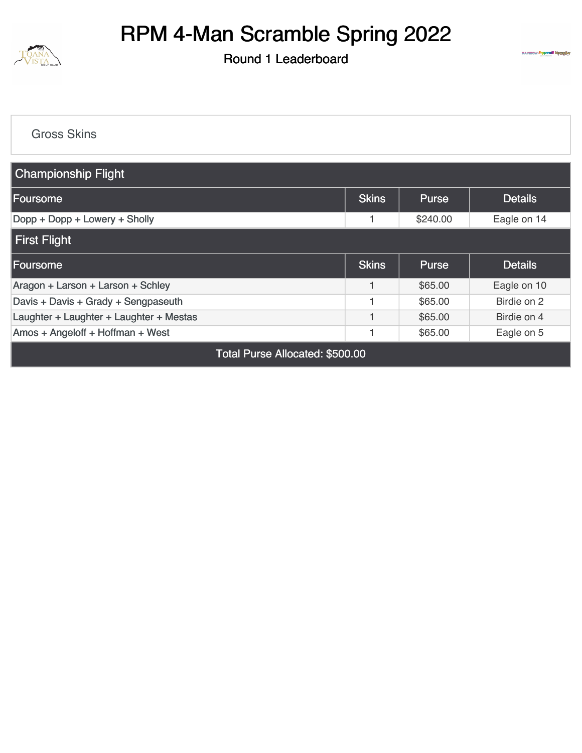# RPM 4-Man Scramble Spring 2022

Round 1 Leaderboard

## Gross Skins

### Championship Flight

| Foursome | Skins | Purse | Details |
|---|---|---|---|
| Dopp + Dopp + Lowery + Sholly | 1 | $240.00 | Eagle on 14 |

### First Flight

| Foursome | Skins | Purse | Details |
|---|---|---|---|
| Aragon + Larson + Larson + Schley | 1 | $65.00 | Eagle on 10 |
| Davis + Davis + Grady + Sengpaseuth | 1 | $65.00 | Birdie on 2 |
| Laughter + Laughter + Laughter + Mestas | 1 | $65.00 | Birdie on 4 |
| Amos + Angeloff + Hoffman + West | 1 | $65.00 | Eagle on 5 |

Total Purse Allocated: $500.00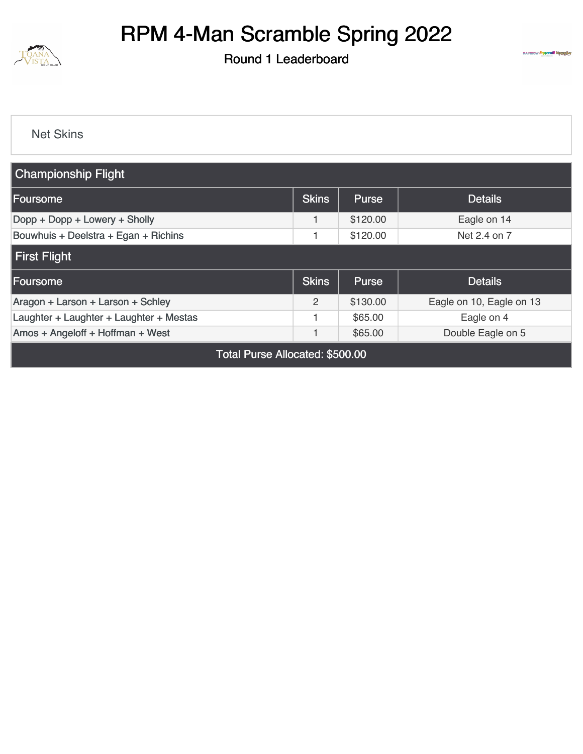# RPM 4-Man Scramble Spring 2022

Round 1 Leaderboard

Net Skins

| Championship Flight | | | |
| --- | --- | --- | --- |
| Foursome | Skins | Purse | Details |
| Dopp + Dopp + Lowery + Sholly | 1 | $120.00 | Eagle on 14 |
| Bouwhuis + Deelstra + Egan + Richins | 1 | $120.00 | Net 2.4 on 7 |
| **First Flight** | | | |
| Foursome | Skins | Purse | Details |
| Aragon + Larson + Larson + Schley | 2 | $130.00 | Eagle on 10, Eagle on 13 |
| Laughter + Laughter + Laughter + Mestas | 1 | $65.00 | Eagle on 4 |
| Amos + Angeloff + Hoffman + West | 1 | $65.00 | Double Eagle on 5 |

Total Purse Allocated: $500.00